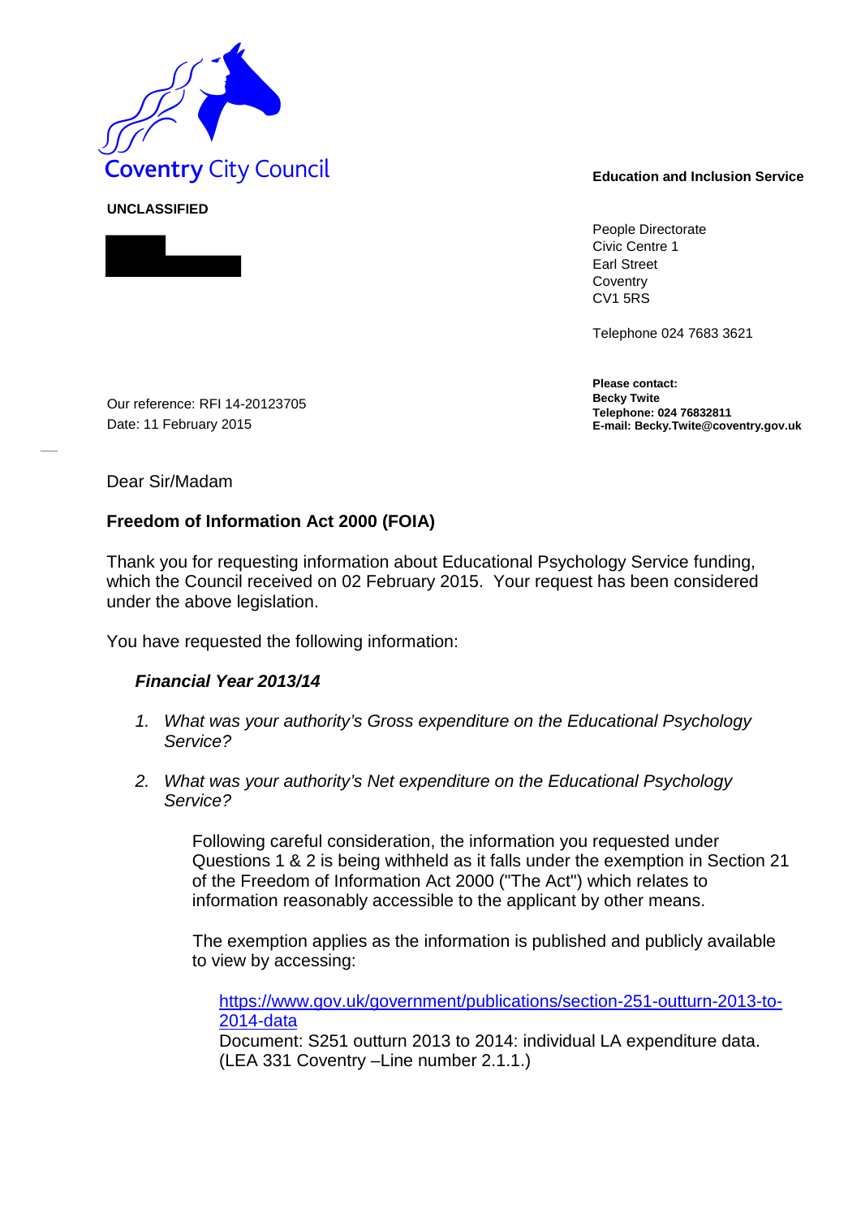Coventry City Council

**Education and Inclusion Service**

**UNCLASSIFIED**

People Directorate
Civic Centre 1
Earl Street
Coventry
CV1 5RS

Telephone 024 7683 3621

**Please contact:**
**Becky Twite**
**Telephone: 024 76832811**
**E-mail: Becky.Twite@coventry.gov.uk**

Our reference: RFI 14-20123705
Date: 11 February 2015

Dear Sir/Madam

**Freedom of Information Act 2000 (FOIA)**

Thank you for requesting information about Educational Psychology Service funding, which the Council received on 02 February 2015. Your request has been considered under the above legislation.

You have requested the following information:

***Financial Year 2013/14***

1. *What was your authority's Gross expenditure on the Educational Psychology Service?*

2. *What was your authority's Net expenditure on the Educational Psychology Service?*

Following careful consideration, the information you requested under Questions 1 & 2 is being withheld as it falls under the exemption in Section 21 of the Freedom of Information Act 2000 ("The Act") which relates to information reasonably accessible to the applicant by other means.

The exemption applies as the information is published and publicly available to view by accessing:

https://www.gov.uk/government/publications/section-251-outturn-2013-to-2014-data
Document: S251 outturn 2013 to 2014: individual LA expenditure data. (LEA 331 Coventry –Line number 2.1.1.)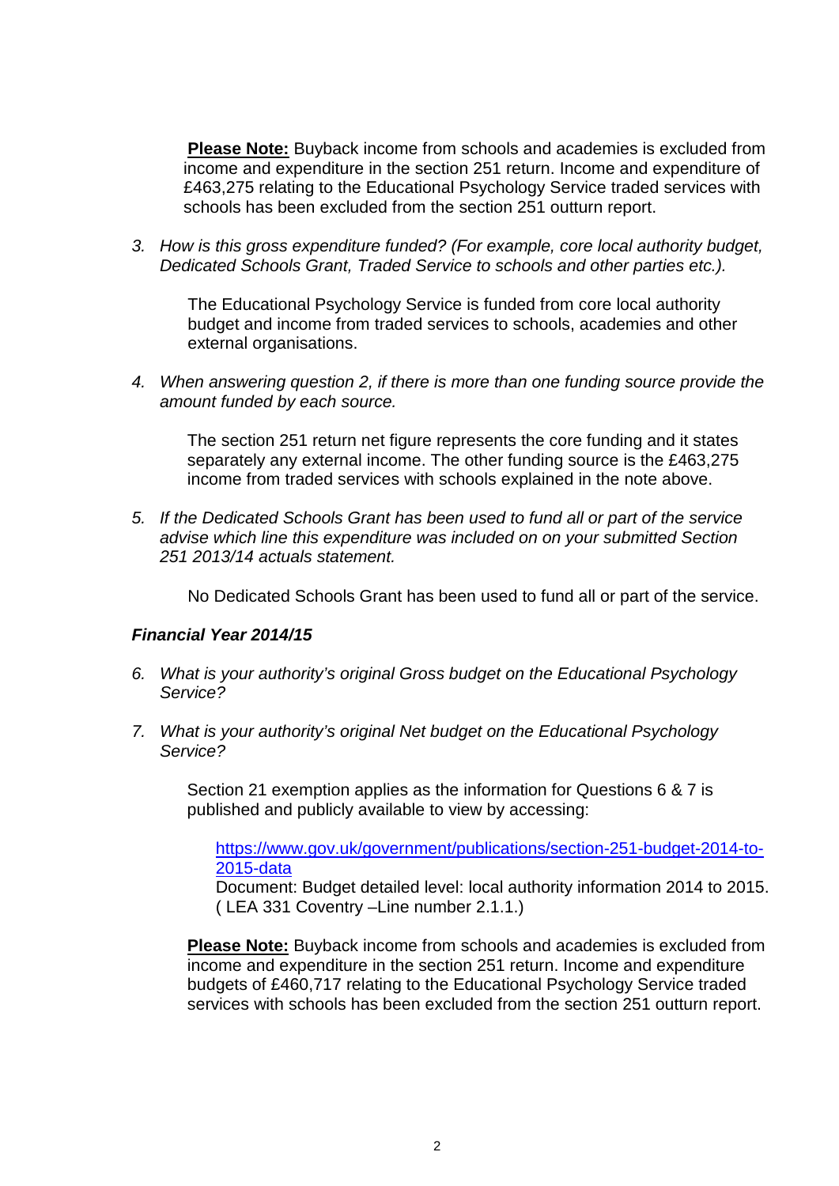**Please Note:** Buyback income from schools and academies is excluded from income and expenditure in the section 251 return. Income and expenditure of £463,275 relating to the Educational Psychology Service traded services with schools has been excluded from the section 251 outturn report.

3. *How is this gross expenditure funded? (For example, core local authority budget, Dedicated Schools Grant, Traded Service to schools and other parties etc.).*

   The Educational Psychology Service is funded from core local authority budget and income from traded services to schools, academies and other external organisations.

4. *When answering question 2, if there is more than one funding source provide the amount funded by each source.*

   The section 251 return net figure represents the core funding and it states separately any external income. The other funding source is the £463,275 income from traded services with schools explained in the note above.

5. *If the Dedicated Schools Grant has been used to fund all or part of the service advise which line this expenditure was included on on your submitted Section 251 2013/14 actuals statement.*

   No Dedicated Schools Grant has been used to fund all or part of the service.

***Financial Year 2014/15***

6. *What is your authority's original Gross budget on the Educational Psychology Service?*

7. *What is your authority's original Net budget on the Educational Psychology Service?*

   Section 21 exemption applies as the information for Questions 6 & 7 is published and publicly available to view by accessing:

   https://www.gov.uk/government/publications/section-251-budget-2014-to-2015-data
   Document: Budget detailed level: local authority information 2014 to 2015. ( LEA 331 Coventry –Line number 2.1.1.)

   **Please Note:** Buyback income from schools and academies is excluded from income and expenditure in the section 251 return. Income and expenditure budgets of £460,717 relating to the Educational Psychology Service traded services with schools has been excluded from the section 251 outturn report.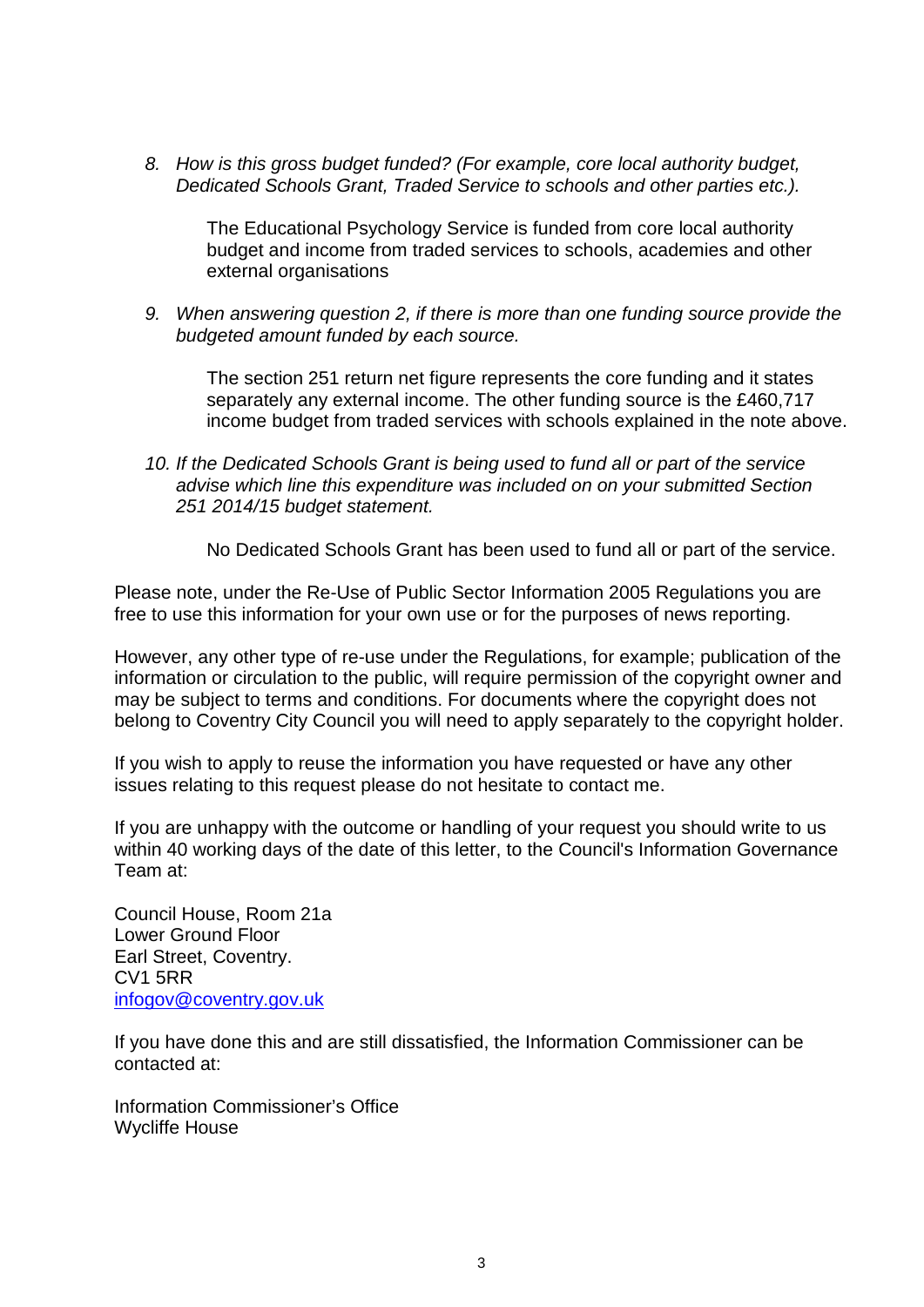8. *How is this gross budget funded? (For example, core local authority budget, Dedicated Schools Grant, Traded Service to schools and other parties etc.).*

   The Educational Psychology Service is funded from core local authority budget and income from traded services to schools, academies and other external organisations

9. *When answering question 2, if there is more than one funding source provide the budgeted amount funded by each source.*

   The section 251 return net figure represents the core funding and it states separately any external income. The other funding source is the £460,717 income budget from traded services with schools explained in the note above.

10. *If the Dedicated Schools Grant is being used to fund all or part of the service advise which line this expenditure was included on on your submitted Section 251 2014/15 budget statement.*

    No Dedicated Schools Grant has been used to fund all or part of the service.

Please note, under the Re-Use of Public Sector Information 2005 Regulations you are free to use this information for your own use or for the purposes of news reporting.

However, any other type of re-use under the Regulations, for example; publication of the information or circulation to the public, will require permission of the copyright owner and may be subject to terms and conditions. For documents where the copyright does not belong to Coventry City Council you will need to apply separately to the copyright holder.

If you wish to apply to reuse the information you have requested or have any other issues relating to this request please do not hesitate to contact me.

If you are unhappy with the outcome or handling of your request you should write to us within 40 working days of the date of this letter, to the Council's Information Governance Team at:

Council House, Room 21a
Lower Ground Floor
Earl Street, Coventry.
CV1 5RR
infogov@coventry.gov.uk

If you have done this and are still dissatisfied, the Information Commissioner can be contacted at:

Information Commissioner's Office
Wycliffe House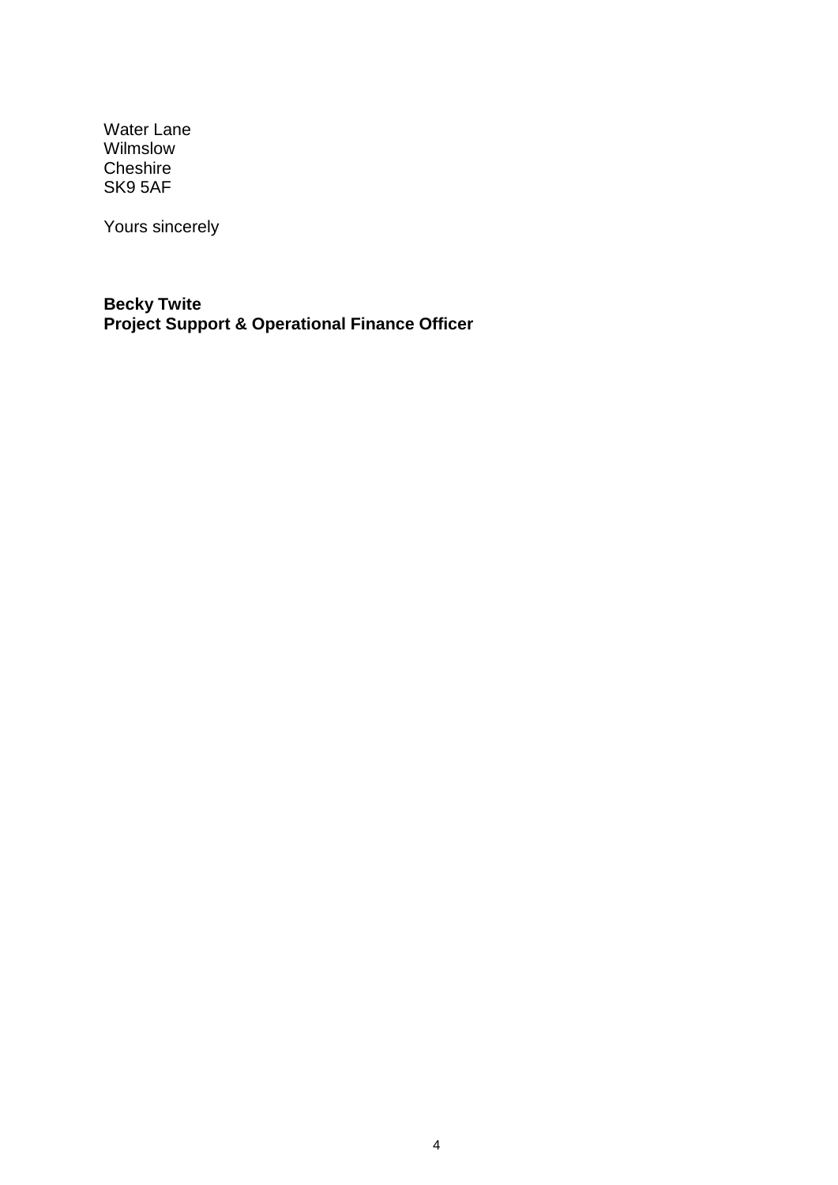Water Lane
Wilmslow
Cheshire
SK9 5AF

Yours sincerely

**Becky Twite**
**Project Support & Operational Finance Officer**